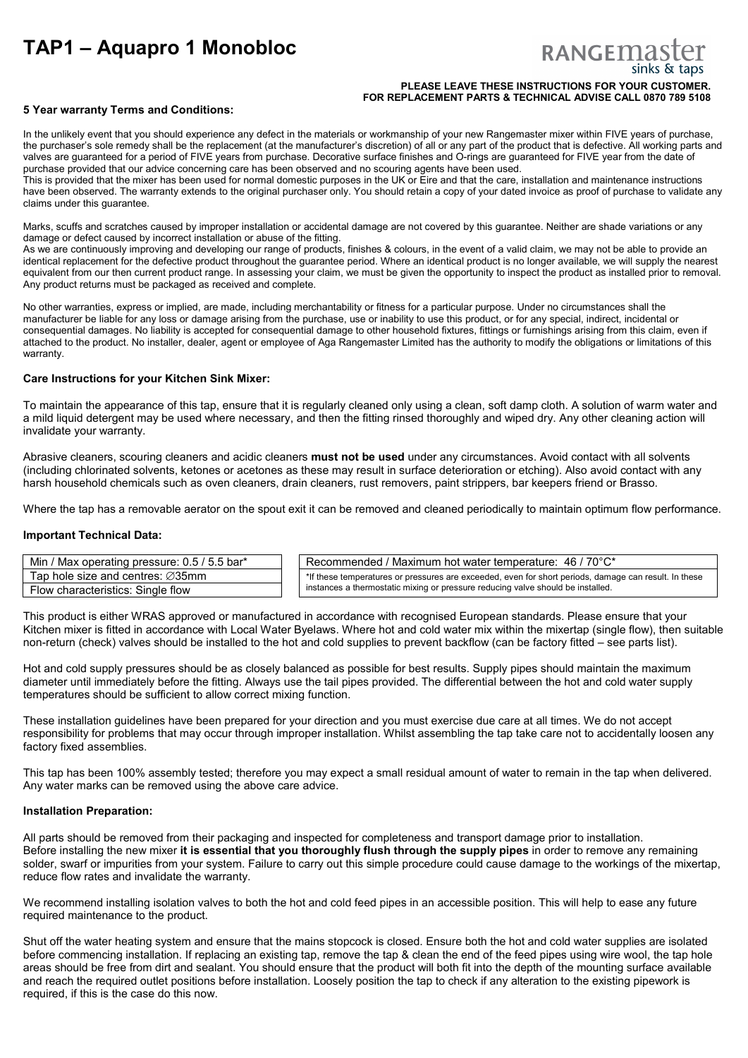# TAP1 – Aquapro 1 Monobloc

RANGEMASTER sinks & taps

**PLEASE LEAVE THESE INSTRUCTIONS FOR YOUR CUSTOMER.**
**FOR REPLACEMENT PARTS & TECHNICAL ADVISE CALL 0870 789 5108**

### 5 Year warranty Terms and Conditions:

In the unlikely event that you should experience any defect in the materials or workmanship of your new Rangemaster mixer within FIVE years of purchase, the purchaser's sole remedy shall be the replacement (at the manufacturer's discretion) of all or any part of the product that is defective. All working parts and valves are guaranteed for a period of FIVE years from purchase. Decorative surface finishes and O-rings are guaranteed for FIVE year from the date of purchase provided that our advice concerning care has been observed and no scouring agents have been used.
This is provided that the mixer has been used for normal domestic purposes in the UK or Eire and that the care, installation and maintenance instructions have been observed. The warranty extends to the original purchaser only. You should retain a copy of your dated invoice as proof of purchase to validate any claims under this guarantee.

Marks, scuffs and scratches caused by improper installation or accidental damage are not covered by this guarantee. Neither are shade variations or any damage or defect caused by incorrect installation or abuse of the fitting.
As we are continuously improving and developing our range of products, finishes & colours, in the event of a valid claim, we may not be able to provide an identical replacement for the defective product throughout the guarantee period. Where an identical product is no longer available, we will supply the nearest equivalent from our then current product range. In assessing your claim, we must be given the opportunity to inspect the product as installed prior to removal. Any product returns must be packaged as received and complete.

No other warranties, express or implied, are made, including merchantability or fitness for a particular purpose. Under no circumstances shall the manufacturer be liable for any loss or damage arising from the purchase, use or inability to use this product, or for any special, indirect, incidental or consequential damages. No liability is accepted for consequential damage to other household fixtures, fittings or furnishings arising from this claim, even if attached to the product. No installer, dealer, agent or employee of Aga Rangemaster Limited has the authority to modify the obligations or limitations of this warranty.

### Care Instructions for your Kitchen Sink Mixer:

To maintain the appearance of this tap, ensure that it is regularly cleaned only using a clean, soft damp cloth. A solution of warm water and a mild liquid detergent may be used where necessary, and then the fitting rinsed thoroughly and wiped dry. Any other cleaning action will invalidate your warranty.

Abrasive cleaners, scouring cleaners and acidic cleaners **must not be used** under any circumstances. Avoid contact with all solvents (including chlorinated solvents, ketones or acetones as these may result in surface deterioration or etching). Also avoid contact with any harsh household chemicals such as oven cleaners, drain cleaners, rust removers, paint strippers, bar keepers friend or Brasso.

Where the tap has a removable aerator on the spout exit it can be removed and cleaned periodically to maintain optimum flow performance.

### Important Technical Data:

| |
|---|
| Min / Max operating pressure: 0.5 / 5.5 bar* |
| Tap hole size and centres: ∅35mm |
| Flow characteristics: Single flow |

| |
|---|
| Recommended / Maximum hot water temperature: 46 / 70°C* |
| *If these temperatures or pressures are exceeded, even for short periods, damage can result. In these instances a thermostatic mixing or pressure reducing valve should be installed. |

This product is either WRAS approved or manufactured in accordance with recognised European standards. Please ensure that your Kitchen mixer is fitted in accordance with Local Water Byelaws. Where hot and cold water mix within the mixertap (single flow), then suitable non-return (check) valves should be installed to the hot and cold supplies to prevent backflow (can be factory fitted – see parts list).

Hot and cold supply pressures should be as closely balanced as possible for best results. Supply pipes should maintain the maximum diameter until immediately before the fitting. Always use the tail pipes provided. The differential between the hot and cold water supply temperatures should be sufficient to allow correct mixing function.

These installation guidelines have been prepared for your direction and you must exercise due care at all times. We do not accept responsibility for problems that may occur through improper installation. Whilst assembling the tap take care not to accidentally loosen any factory fixed assemblies.

This tap has been 100% assembly tested; therefore you may expect a small residual amount of water to remain in the tap when delivered. Any water marks can be removed using the above care advice.

### Installation Preparation:

All parts should be removed from their packaging and inspected for completeness and transport damage prior to installation.
Before installing the new mixer **it is essential that you thoroughly flush through the supply pipes** in order to remove any remaining solder, swarf or impurities from your system. Failure to carry out this simple procedure could cause damage to the workings of the mixertap, reduce flow rates and invalidate the warranty.

We recommend installing isolation valves to both the hot and cold feed pipes in an accessible position. This will help to ease any future required maintenance to the product.

Shut off the water heating system and ensure that the mains stopcock is closed. Ensure both the hot and cold water supplies are isolated before commencing installation. If replacing an existing tap, remove the tap & clean the end of the feed pipes using wire wool, the tap hole areas should be free from dirt and sealant. You should ensure that the product will both fit into the depth of the mounting surface available and reach the required outlet positions before installation. Loosely position the tap to check if any alteration to the existing pipework is required, if this is the case do this now.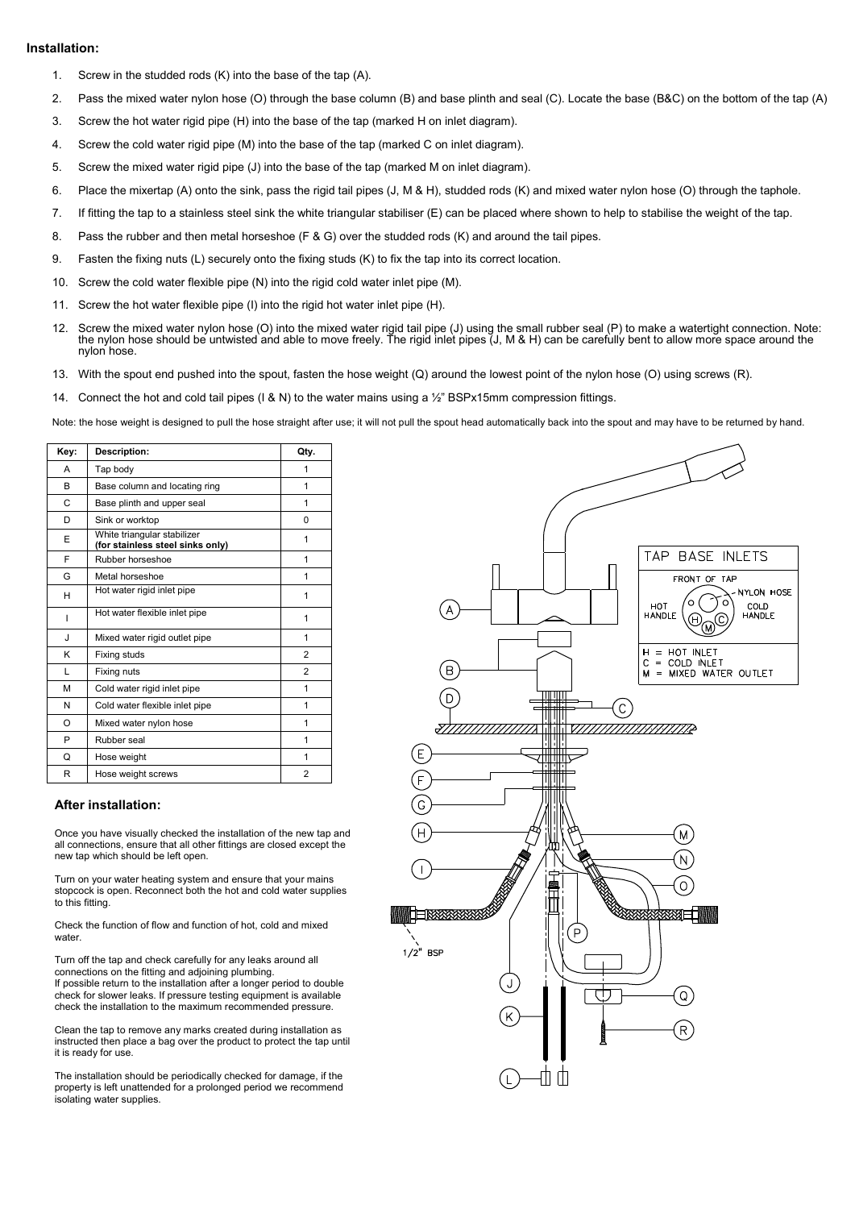**Installation:**

1. Screw in the studded rods (K) into the base of the tap (A).
2. Pass the mixed water nylon hose (O) through the base column (B) and base plinth and seal (C). Locate the base (B&C) on the bottom of the tap (A)
3. Screw the hot water rigid pipe (H) into the base of the tap (marked H on inlet diagram).
4. Screw the cold water rigid pipe (M) into the base of the tap (marked C on inlet diagram).
5. Screw the mixed water rigid pipe (J) into the base of the tap (marked M on inlet diagram).
6. Place the mixertap (A) onto the sink, pass the rigid tail pipes (J, M & H), studded rods (K) and mixed water nylon hose (O) through the taphole.
7. If fitting the tap to a stainless steel sink the white triangular stabiliser (E) can be placed where shown to help to stabilise the weight of the tap.
8. Pass the rubber and then metal horseshoe (F & G) over the studded rods (K) and around the tail pipes.
9. Fasten the fixing nuts (L) securely onto the fixing studs (K) to fix the tap into its correct location.
10. Screw the cold water flexible pipe (N) into the rigid cold water inlet pipe (M).
11. Screw the hot water flexible pipe (I) into the rigid hot water inlet pipe (H).
12. Screw the mixed water nylon hose (O) into the mixed water rigid tail pipe (J) using the small rubber seal (P) to make a watertight connection. Note: the nylon hose should be untwisted and able to move freely. The rigid inlet pipes (J, M & H) can be carefully bent to allow more space around the nylon hose.
13. With the spout end pushed into the spout, fasten the hose weight (Q) around the lowest point of the nylon hose (O) using screws (R).
14. Connect the hot and cold tail pipes (I & N) to the water mains using a ½" BSPx15mm compression fittings.

Note: the hose weight is designed to pull the hose straight after use; it will not pull the spout head automatically back into the spout and may have to be returned by hand.

| Key: | Description: | Qty. |
|---|---|---|
| A | Tap body | 1 |
| B | Base column and locating ring | 1 |
| C | Base plinth and upper seal | 1 |
| D | Sink or worktop | 0 |
| E | White triangular stabilizer **(for stainless steel sinks only)** | 1 |
| F | Rubber horseshoe | 1 |
| G | Metal horseshoe | 1 |
| H | Hot water rigid inlet pipe | 1 |
| I | Hot water flexible inlet pipe | 1 |
| J | Mixed water rigid outlet pipe | 1 |
| K | Fixing studs | 2 |
| L | Fixing nuts | 2 |
| M | Cold water rigid inlet pipe | 1 |
| N | Cold water flexible inlet pipe | 1 |
| O | Mixed water nylon hose | 1 |
| P | Rubber seal | 1 |
| Q | Hose weight | 1 |
| R | Hose weight screws | 2 |

**After installation:**

Once you have visually checked the installation of the new tap and all connections, ensure that all other fittings are closed except the new tap which should be left open.

Turn on your water heating system and ensure that your mains stopcock is open. Reconnect both the hot and cold water supplies to this fitting.

Check the function of flow and function of hot, cold and mixed water.

Turn off the tap and check carefully for any leaks around all connections on the fitting and adjoining plumbing.
If possible return to the installation after a longer period to double check for slower leaks. If pressure testing equipment is available check the installation to the maximum recommended pressure.

Clean the tap to remove any marks created during installation as instructed then place a bag over the product to protect the tap until it is ready for use.

The installation should be periodically checked for damage, if the property is left unattended for a prolonged period we recommend isolating water supplies.

TAP BASE INLETS

FRONT OF TAP

NYLON HOSE

HOT HANDLE

COLD HANDLE

H = HOT INLET
C = COLD INLET
M = MIXED WATER OUTLET

1/2" BSP